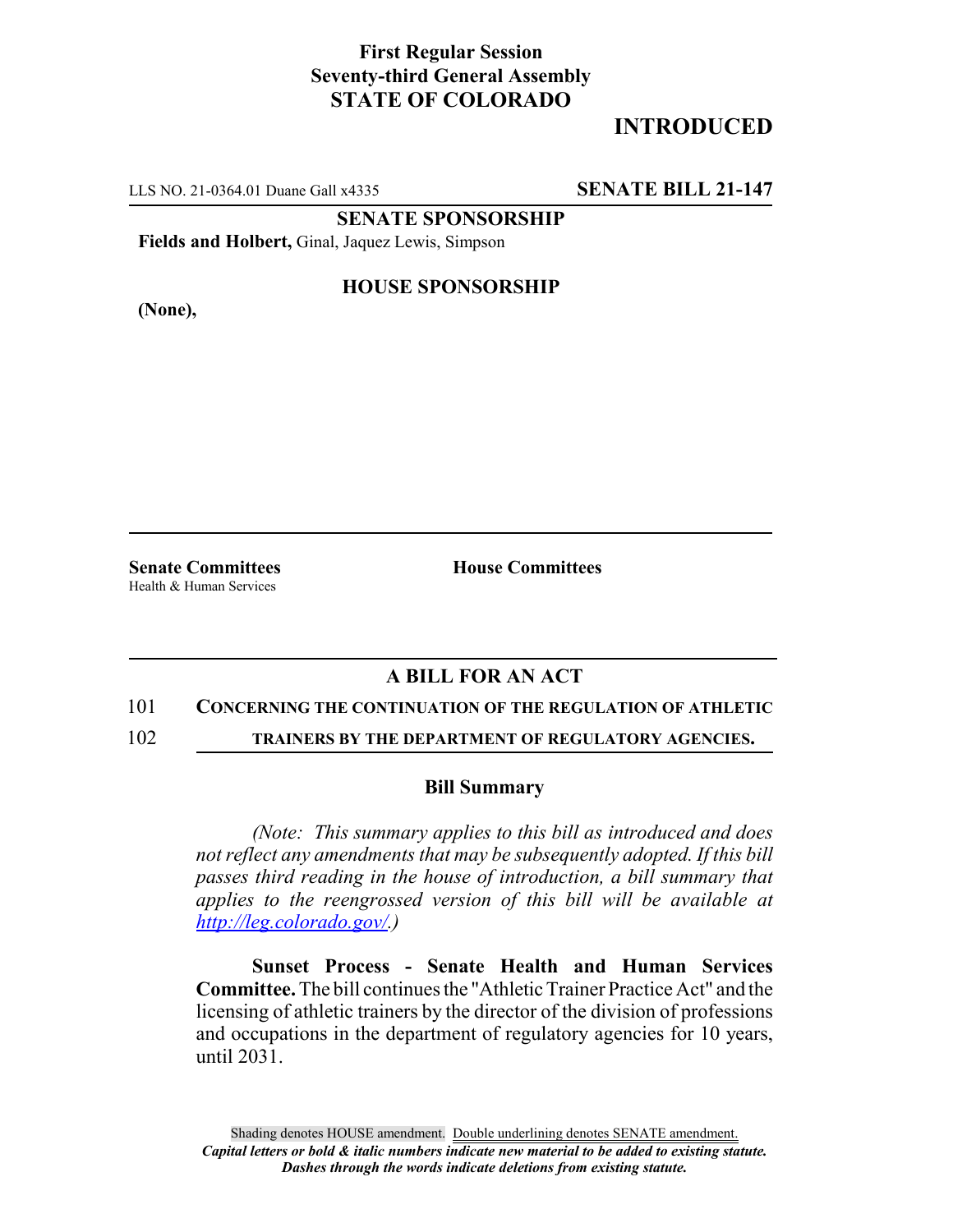**First Regular Session**
**Seventy-third General Assembly**
**STATE OF COLORADO**

# INTRODUCED

LLS NO. 21-0364.01 Duane Gall x4335 **SENATE BILL 21-147**

**SENATE SPONSORSHIP**

**Fields and Holbert,** Ginal, Jaquez Lewis, Simpson

**HOUSE SPONSORSHIP**

**(None),**

**Senate Committees**
Health & Human Services

**House Committees**

## A BILL FOR AN ACT

101 **CONCERNING THE CONTINUATION OF THE REGULATION OF ATHLETIC**

102 **TRAINERS BY THE DEPARTMENT OF REGULATORY AGENCIES.**

### Bill Summary

*(Note: This summary applies to this bill as introduced and does not reflect any amendments that may be subsequently adopted. If this bill passes third reading in the house of introduction, a bill summary that applies to the reengrossed version of this bill will be available at http://leg.colorado.gov/.)*

**Sunset Process - Senate Health and Human Services Committee.** The bill continues the "Athletic Trainer Practice Act" and the licensing of athletic trainers by the director of the division of professions and occupations in the department of regulatory agencies for 10 years, until 2031.

Shading denotes HOUSE amendment. Double underlining denotes SENATE amendment.
*Capital letters or bold & italic numbers indicate new material to be added to existing statute.*
*Dashes through the words indicate deletions from existing statute.*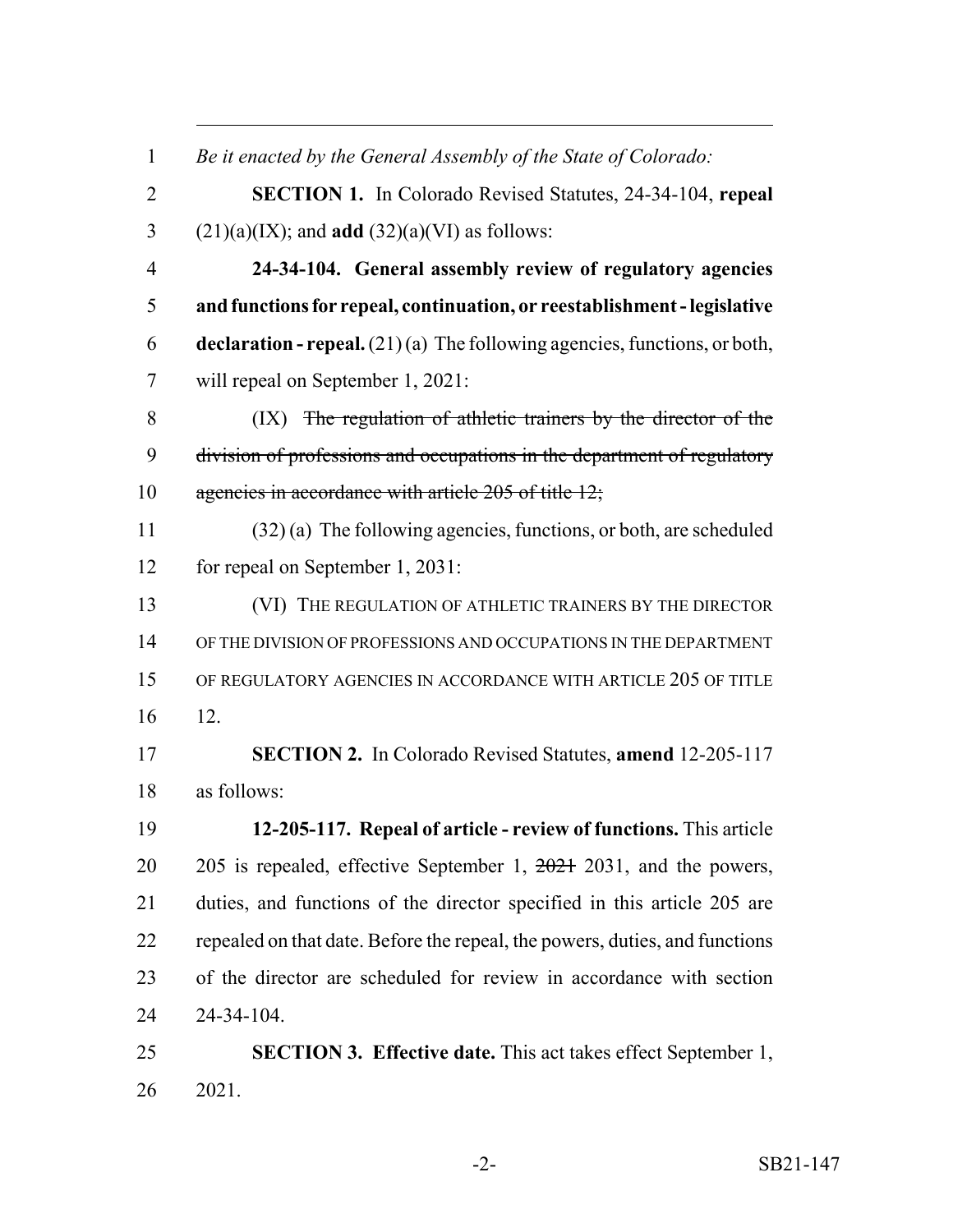*Be it enacted by the General Assembly of the State of Colorado:*

**SECTION 1.** In Colorado Revised Statutes, 24-34-104, **repeal** (21)(a)(IX); and **add** (32)(a)(VI) as follows:

**24-34-104. General assembly review of regulatory agencies and functions for repeal, continuation, or reestablishment - legislative declaration - repeal.** (21) (a) The following agencies, functions, or both, will repeal on September 1, 2021:

(IX) ~~The regulation of athletic trainers by the director of the division of professions and occupations in the department of regulatory agencies in accordance with article 205 of title 12;~~

(32) (a) The following agencies, functions, or both, are scheduled for repeal on September 1, 2031:

(VI) THE REGULATION OF ATHLETIC TRAINERS BY THE DIRECTOR OF THE DIVISION OF PROFESSIONS AND OCCUPATIONS IN THE DEPARTMENT OF REGULATORY AGENCIES IN ACCORDANCE WITH ARTICLE 205 OF TITLE 12.

**SECTION 2.** In Colorado Revised Statutes, **amend** 12-205-117 as follows:

**12-205-117. Repeal of article - review of functions.** This article 205 is repealed, effective September 1, ~~2021~~ 2031, and the powers, duties, and functions of the director specified in this article 205 are repealed on that date. Before the repeal, the powers, duties, and functions of the director are scheduled for review in accordance with section 24-34-104.

**SECTION 3. Effective date.** This act takes effect September 1, 2021.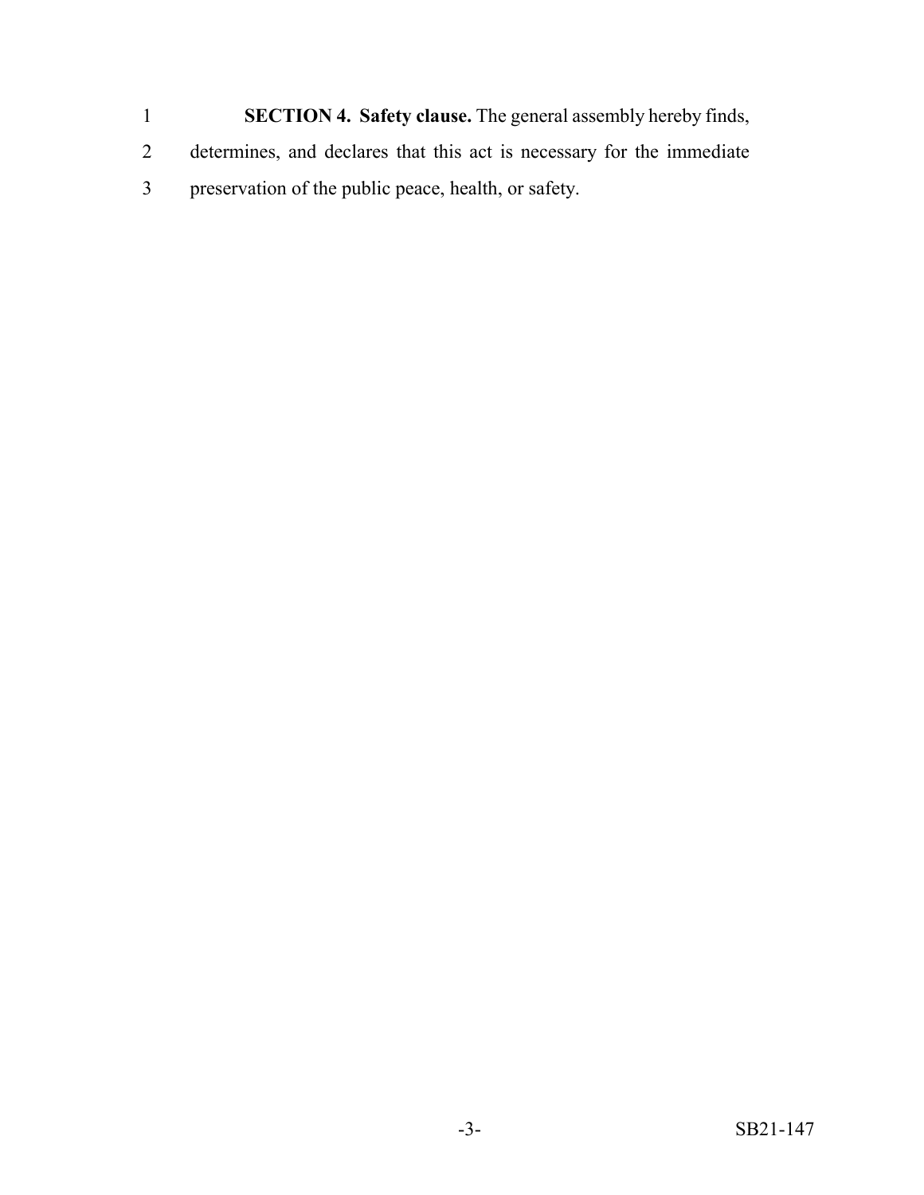**SECTION 4. Safety clause.** The general assembly hereby finds, determines, and declares that this act is necessary for the immediate preservation of the public peace, health, or safety.